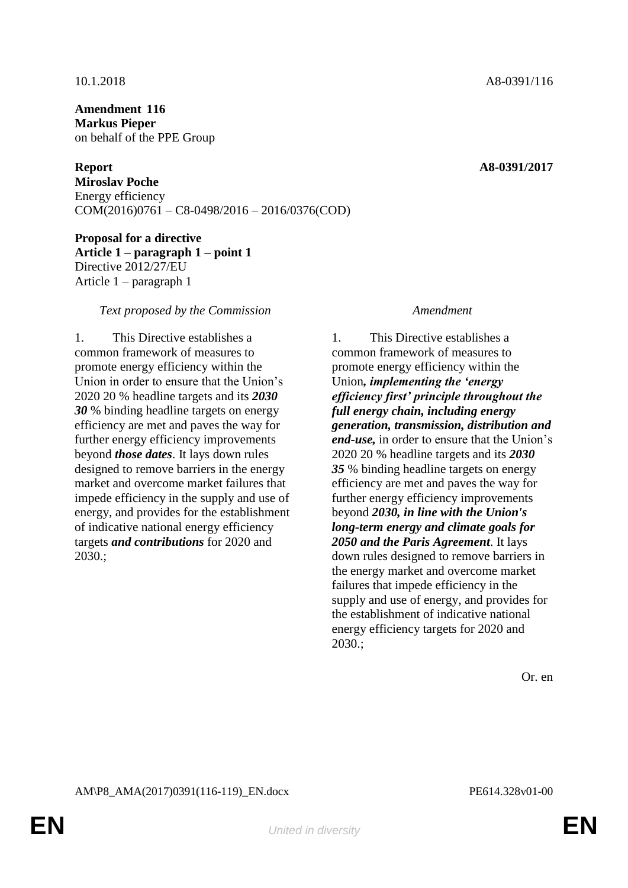10.1.2018 A8-0391/116

**Amendment 116**
**Markus Pieper**
on behalf of the PPE Group

**Report** **A8-0391/2017**
**Miroslav Poche**
Energy efficiency
COM(2016)0761 – C8-0498/2016 – 2016/0376(COD)

**Proposal for a directive**
**Article 1 – paragraph 1 – point 1**
Directive 2012/27/EU
Article 1 – paragraph 1

| *Text proposed by the Commission* | *Amendment* |
|---|---|
| 1. This Directive establishes a common framework of measures to promote energy efficiency within the Union in order to ensure that the Union's 2020 20 % headline targets and its ***2030 30*** % binding headline targets on energy efficiency are met and paves the way for further energy efficiency improvements beyond ***those dates***. It lays down rules designed to remove barriers in the energy market and overcome market failures that impede efficiency in the supply and use of energy, and provides for the establishment of indicative national energy efficiency targets ***and contributions*** for 2020 and 2030.; | 1. This Directive establishes a common framework of measures to promote energy efficiency within the Union***, implementing the 'energy efficiency first' principle throughout the full energy chain, including energy generation, transmission, distribution and end-use,*** in order to ensure that the Union's 2020 20 % headline targets and its ***2030 35*** % binding headline targets on energy efficiency are met and paves the way for further energy efficiency improvements beyond ***2030, in line with the Union's long-term energy and climate goals for 2050 and the Paris Agreement***. It lays down rules designed to remove barriers in the energy market and overcome market failures that impede efficiency in the supply and use of energy, and provides for the establishment of indicative national energy efficiency targets for 2020 and 2030.; |

Or. en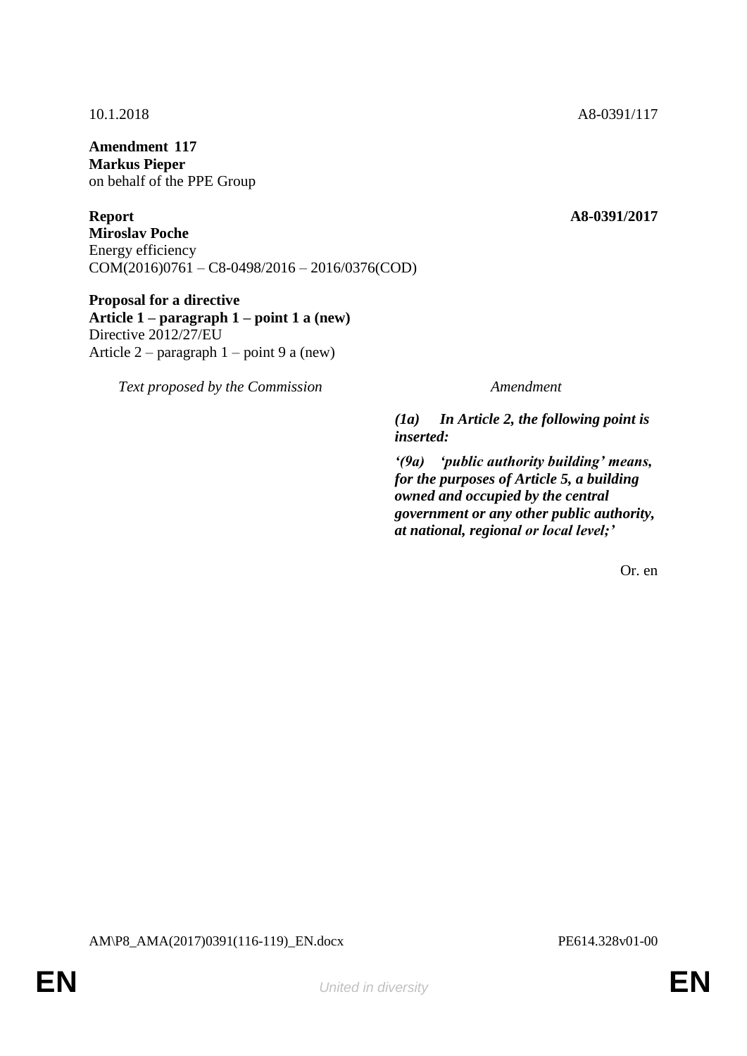10.1.2018 A8-0391/117

**Amendment 117**
**Markus Pieper**
on behalf of the PPE Group

**Report** **A8-0391/2017**
**Miroslav Poche**
Energy efficiency
COM(2016)0761 – C8-0498/2016 – 2016/0376(COD)

**Proposal for a directive**
**Article 1 – paragraph 1 – point 1 a (new)**
Directive 2012/27/EU
Article 2 – paragraph 1 – point 9 a (new)

| *Text proposed by the Commission* | *Amendment* |
|---|---|
| | ***(1a) In Article 2, the following point is inserted:*** |
| | ***'(9a) 'public authority building' means, for the purposes of Article 5, a building owned and occupied by the central government or any other public authority, at national, regional or local level;'*** |

Or. en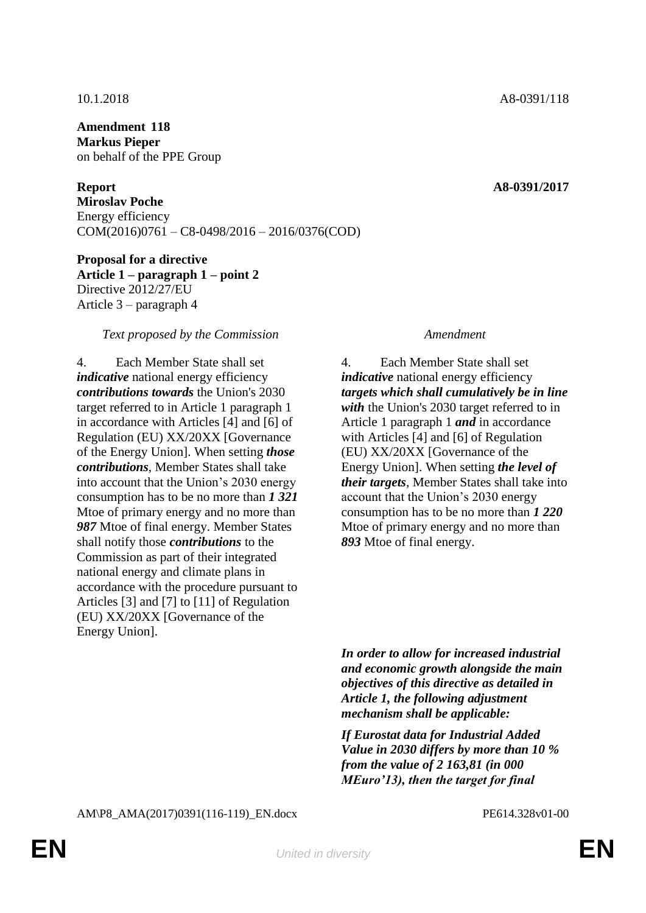10.1.2018 A8-0391/118

**Amendment 118**
**Markus Pieper**
on behalf of the PPE Group

**Report** **A8-0391/2017**
**Miroslav Poche**
Energy efficiency
COM(2016)0761 – C8-0498/2016 – 2016/0376(COD)

**Proposal for a directive**
**Article 1 – paragraph 1 – point 2**
Directive 2012/27/EU
Article 3 – paragraph 4

| *Text proposed by the Commission* | *Amendment* |
|---|---|
| 4. Each Member State shall set ***indicative*** national energy efficiency ***contributions towards*** the Union's 2030 target referred to in Article 1 paragraph 1 in accordance with Articles [4] and [6] of Regulation (EU) XX/20XX [Governance of the Energy Union]. When setting ***those contributions***, Member States shall take into account that the Union's 2030 energy consumption has to be no more than ***1 321*** Mtoe of primary energy and no more than ***987*** Mtoe of final energy. Member States shall notify those ***contributions*** to the Commission as part of their integrated national energy and climate plans in accordance with the procedure pursuant to Articles [3] and [7] to [11] of Regulation (EU) XX/20XX [Governance of the Energy Union]. | 4. Each Member State shall set ***indicative*** national energy efficiency ***targets which shall cumulatively be in line with*** the Union's 2030 target referred to in Article 1 paragraph 1 ***and*** in accordance with Articles [4] and [6] of Regulation (EU) XX/20XX [Governance of the Energy Union]. When setting ***the level of their targets***, Member States shall take into account that the Union's 2030 energy consumption has to be no more than ***1 220*** Mtoe of primary energy and no more than ***893*** Mtoe of final energy. |
| | ***In order to allow for increased industrial and economic growth alongside the main objectives of this directive as detailed in Article 1, the following adjustment mechanism shall be applicable:*** |
| | ***If Eurostat data for Industrial Added Value in 2030 differs by more than 10 % from the value of 2 163,81 (in 000 MEuro'13), then the target for final*** |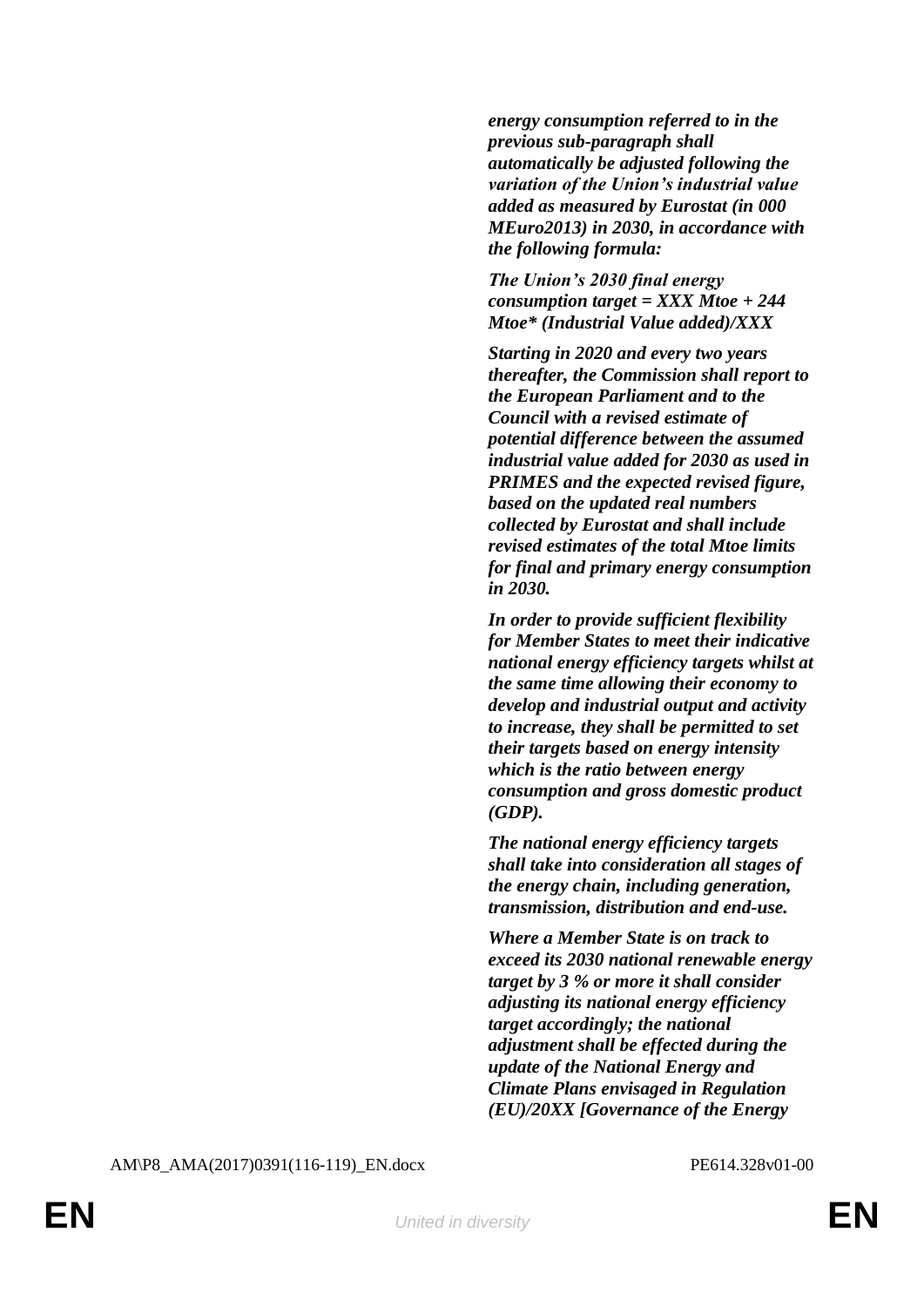***energy consumption referred to in the previous sub-paragraph shall automatically be adjusted following the variation of the Union's industrial value added as measured by Eurostat (in 000 MEuro2013) in 2030, in accordance with the following formula:***

***The Union's 2030 final energy consumption target = XXX Mtoe + 244 Mtoe* (Industrial Value added)/XXX***

***Starting in 2020 and every two years thereafter, the Commission shall report to the European Parliament and to the Council with a revised estimate of potential difference between the assumed industrial value added for 2030 as used in PRIMES and the expected revised figure, based on the updated real numbers collected by Eurostat and shall include revised estimates of the total Mtoe limits for final and primary energy consumption in 2030.***

***In order to provide sufficient flexibility for Member States to meet their indicative national energy efficiency targets whilst at the same time allowing their economy to develop and industrial output and activity to increase, they shall be permitted to set their targets based on energy intensity which is the ratio between energy consumption and gross domestic product (GDP).***

***The national energy efficiency targets shall take into consideration all stages of the energy chain, including generation, transmission, distribution and end-use.***

***Where a Member State is on track to exceed its 2030 national renewable energy target by 3 % or more it shall consider adjusting its national energy efficiency target accordingly; the national adjustment shall be effected during the update of the National Energy and Climate Plans envisaged in Regulation (EU)/20XX [Governance of the Energy***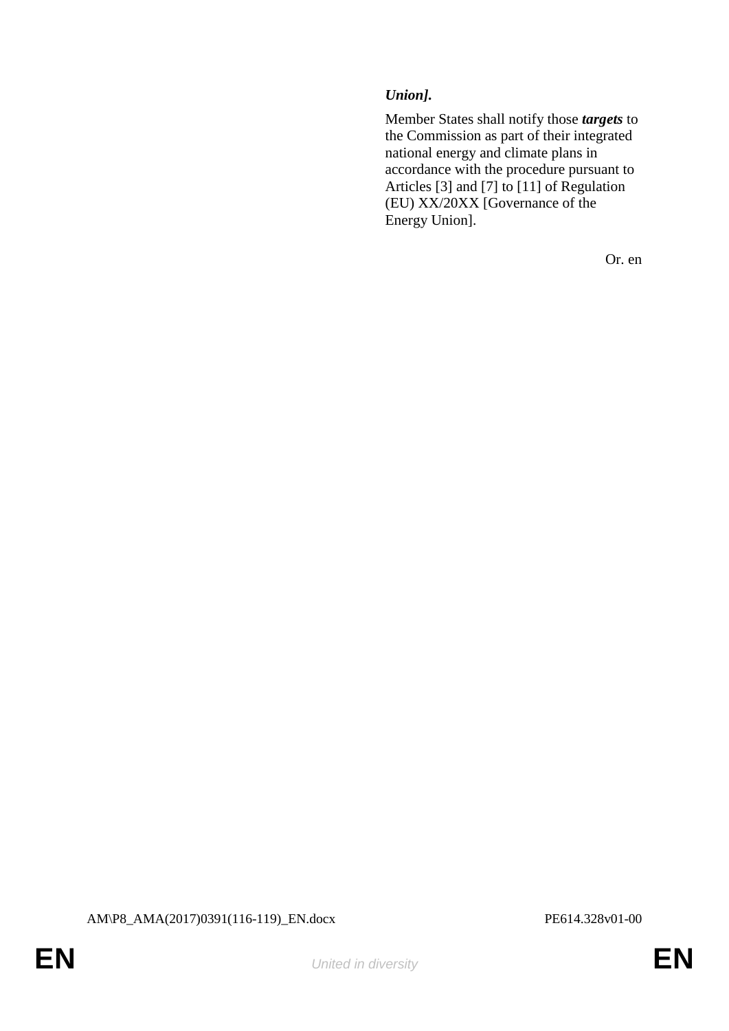***Union].***

Member States shall notify those ***targets*** to the Commission as part of their integrated national energy and climate plans in accordance with the procedure pursuant to Articles [3] and [7] to [11] of Regulation (EU) XX/20XX [Governance of the Energy Union].

Or. en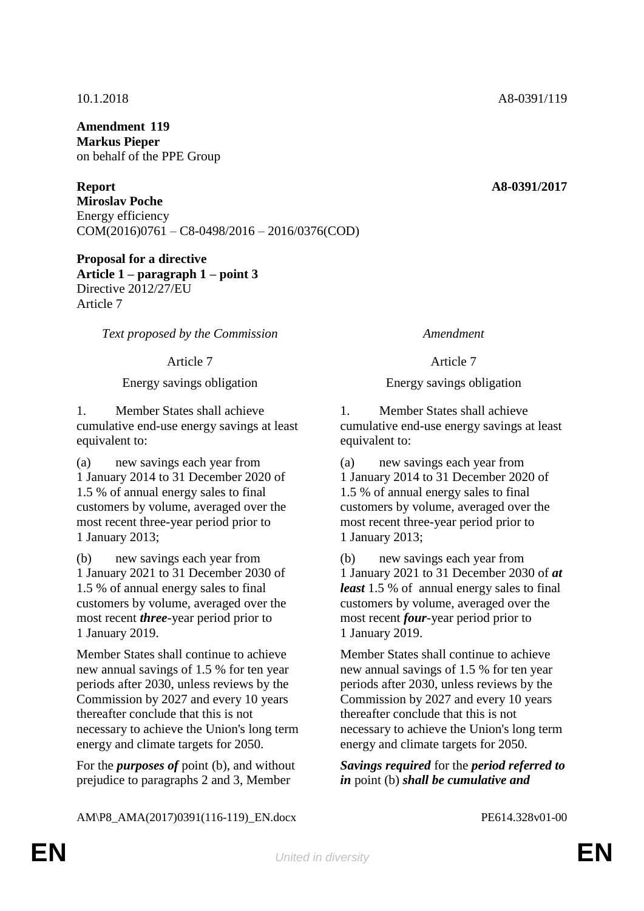10.1.2018 A8-0391/119

**Amendment 119**
**Markus Pieper**
on behalf of the PPE Group

**Report** **A8-0391/2017**
**Miroslav Poche**
Energy efficiency
COM(2016)0761 – C8-0498/2016 – 2016/0376(COD)

**Proposal for a directive**
**Article 1 – paragraph 1 – point 3**
Directive 2012/27/EU
Article 7

| *Text proposed by the Commission* | *Amendment* |
|---|---|
| Article 7 | Article 7 |
| Energy savings obligation | Energy savings obligation |
| 1. Member States shall achieve cumulative end-use energy savings at least equivalent to: | 1. Member States shall achieve cumulative end-use energy savings at least equivalent to: |
| (a) new savings each year from 1 January 2014 to 31 December 2020 of 1.5 % of annual energy sales to final customers by volume, averaged over the most recent three-year period prior to 1 January 2013; | (a) new savings each year from 1 January 2014 to 31 December 2020 of 1.5 % of annual energy sales to final customers by volume, averaged over the most recent three-year period prior to 1 January 2013; |
| (b) new savings each year from 1 January 2021 to 31 December 2030 of 1.5 % of annual energy sales to final customers by volume, averaged over the most recent ***three***-year period prior to 1 January 2019. | (b) new savings each year from 1 January 2021 to 31 December 2030 of ***at least*** 1.5 % of annual energy sales to final customers by volume, averaged over the most recent ***four***-year period prior to 1 January 2019. |
| Member States shall continue to achieve new annual savings of 1.5 % for ten year periods after 2030, unless reviews by the Commission by 2027 and every 10 years thereafter conclude that this is not necessary to achieve the Union's long term energy and climate targets for 2050. | Member States shall continue to achieve new annual savings of 1.5 % for ten year periods after 2030, unless reviews by the Commission by 2027 and every 10 years thereafter conclude that this is not necessary to achieve the Union's long term energy and climate targets for 2050. |
| For the ***purposes of*** point (b), and without prejudice to paragraphs 2 and 3, Member | ***Savings required*** for the ***period referred to in*** point (b) ***shall be cumulative and*** |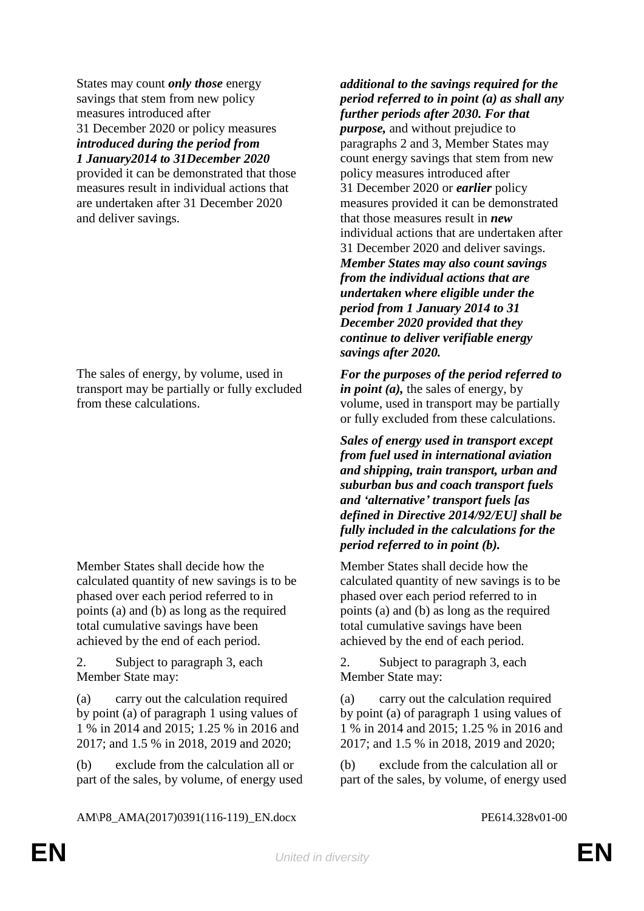| | |
|---|---|
| States may count ***only those*** energy savings that stem from new policy measures introduced after 31 December 2020 or policy measures ***introduced during the period from 1 January2014 to 31December 2020*** provided it can be demonstrated that those measures result in individual actions that are undertaken after 31 December 2020 and deliver savings. | ***additional to the savings required for the period referred to in point (a) as shall any further periods after 2030. For that purpose,*** and without prejudice to paragraphs 2 and 3, Member States may count energy savings that stem from new policy measures introduced after 31 December 2020 or ***earlier*** policy measures provided it can be demonstrated that those measures result in ***new*** individual actions that are undertaken after 31 December 2020 and deliver savings. ***Member States may also count savings from the individual actions that are undertaken where eligible under the period from 1 January 2014 to 31 December 2020 provided that they continue to deliver verifiable energy savings after 2020.*** |
| The sales of energy, by volume, used in transport may be partially or fully excluded from these calculations. | ***For the purposes of the period referred to in point (a),*** the sales of energy, by volume, used in transport may be partially or fully excluded from these calculations. |
| | ***Sales of energy used in transport except from fuel used in international aviation and shipping, train transport, urban and suburban bus and coach transport fuels and 'alternative' transport fuels [as defined in Directive 2014/92/EU] shall be fully included in the calculations for the period referred to in point (b).*** |
| Member States shall decide how the calculated quantity of new savings is to be phased over each period referred to in points (a) and (b) as long as the required total cumulative savings have been achieved by the end of each period. | Member States shall decide how the calculated quantity of new savings is to be phased over each period referred to in points (a) and (b) as long as the required total cumulative savings have been achieved by the end of each period. |
| 2. Subject to paragraph 3, each Member State may: | 2. Subject to paragraph 3, each Member State may: |
| (a) carry out the calculation required by point (a) of paragraph 1 using values of 1 % in 2014 and 2015; 1.25 % in 2016 and 2017; and 1.5 % in 2018, 2019 and 2020; | (a) carry out the calculation required by point (a) of paragraph 1 using values of 1 % in 2014 and 2015; 1.25 % in 2016 and 2017; and 1.5 % in 2018, 2019 and 2020; |
| (b) exclude from the calculation all or part of the sales, by volume, of energy used | (b) exclude from the calculation all or part of the sales, by volume, of energy used |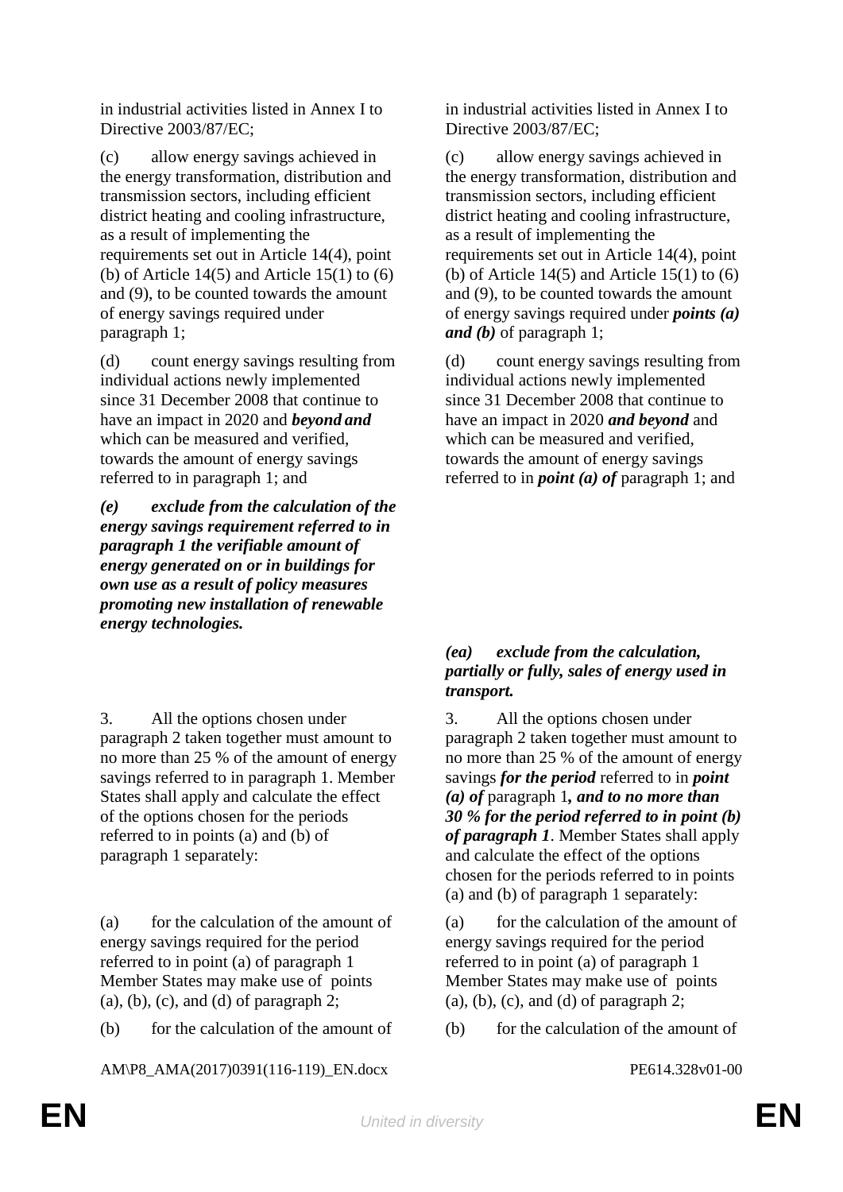| | |
|---|---|
| in industrial activities listed in Annex I to Directive 2003/87/EC; | in industrial activities listed in Annex I to Directive 2003/87/EC; |
| (c) allow energy savings achieved in the energy transformation, distribution and transmission sectors, including efficient district heating and cooling infrastructure, as a result of implementing the requirements set out in Article 14(4), point (b) of Article 14(5) and Article 15(1) to (6) and (9), to be counted towards the amount of energy savings required under paragraph 1; | (c) allow energy savings achieved in the energy transformation, distribution and transmission sectors, including efficient district heating and cooling infrastructure, as a result of implementing the requirements set out in Article 14(4), point (b) of Article 14(5) and Article 15(1) to (6) and (9), to be counted towards the amount of energy savings required under ***points (a) and (b)*** of paragraph 1; |
| (d) count energy savings resulting from individual actions newly implemented since 31 December 2008 that continue to have an impact in 2020 and ***beyond and*** which can be measured and verified, towards the amount of energy savings referred to in paragraph 1; and | (d) count energy savings resulting from individual actions newly implemented since 31 December 2008 that continue to have an impact in 2020 ***and beyond*** and which can be measured and verified, towards the amount of energy savings referred to in ***point (a) of*** paragraph 1; and |
| ***(e) exclude from the calculation of the energy savings requirement referred to in paragraph 1 the verifiable amount of energy generated on or in buildings for own use as a result of policy measures promoting new installation of renewable energy technologies.*** | |
| | ***(ea) exclude from the calculation, partially or fully, sales of energy used in transport.*** |
| 3. All the options chosen under paragraph 2 taken together must amount to no more than 25 % of the amount of energy savings referred to in paragraph 1. Member States shall apply and calculate the effect of the options chosen for the periods referred to in points (a) and (b) of paragraph 1 separately: | 3. All the options chosen under paragraph 2 taken together must amount to no more than 25 % of the amount of energy savings ***for the period*** referred to in ***point (a) of*** paragraph 1***, and to no more than 30 % for the period referred to in point (b) of paragraph 1***. Member States shall apply and calculate the effect of the options chosen for the periods referred to in points (a) and (b) of paragraph 1 separately: |
| (a) for the calculation of the amount of energy savings required for the period referred to in point (a) of paragraph 1 Member States may make use of points (a), (b), (c), and (d) of paragraph 2; | (a) for the calculation of the amount of energy savings required for the period referred to in point (a) of paragraph 1 Member States may make use of points (a), (b), (c), and (d) of paragraph 2; |
| (b) for the calculation of the amount of | (b) for the calculation of the amount of |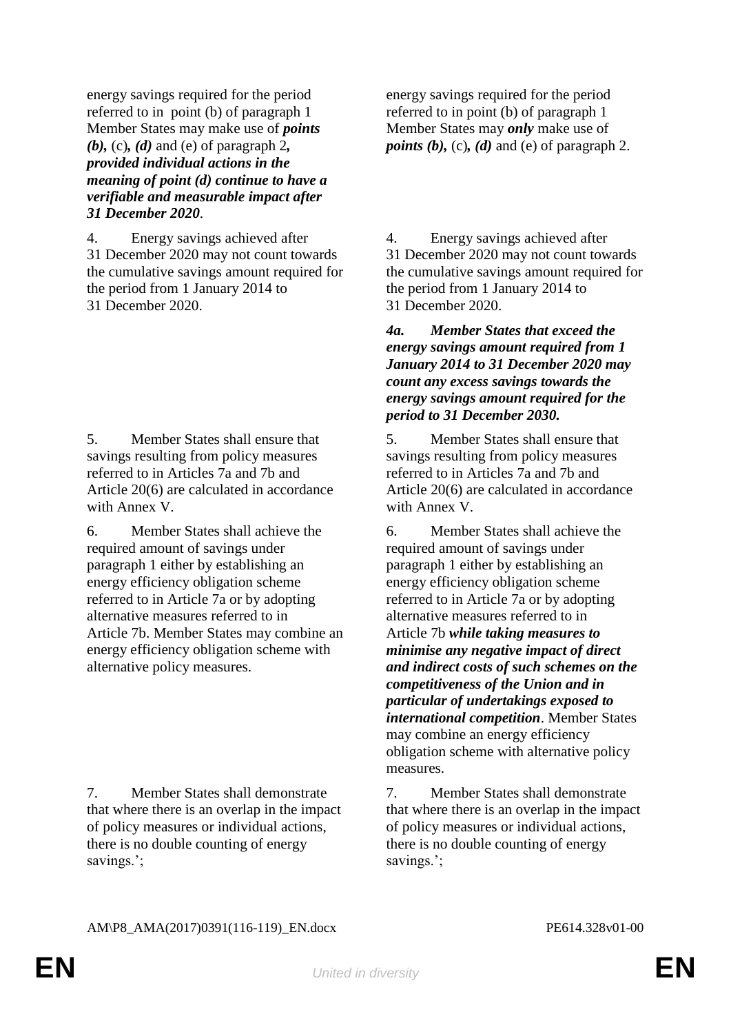| | |
|---|---|
| energy savings required for the period referred to in point (b) of paragraph 1 Member States may make use of ***points (b),*** (c)***, (d)*** and (e) of paragraph 2***, provided individual actions in the meaning of point (d) continue to have a verifiable and measurable impact after 31 December 2020***. | energy savings required for the period referred to in point (b) of paragraph 1 Member States may ***only*** make use of ***points (b),*** (c)***, (d)*** and (e) of paragraph 2. |
| 4. Energy savings achieved after 31 December 2020 may not count towards the cumulative savings amount required for the period from 1 January 2014 to 31 December 2020. | 4. Energy savings achieved after 31 December 2020 may not count towards the cumulative savings amount required for the period from 1 January 2014 to 31 December 2020. |
| | ***4a. Member States that exceed the energy savings amount required from 1 January 2014 to 31 December 2020 may count any excess savings towards the energy savings amount required for the period to 31 December 2030.*** |
| 5. Member States shall ensure that savings resulting from policy measures referred to in Articles 7a and 7b and Article 20(6) are calculated in accordance with Annex V. | 5. Member States shall ensure that savings resulting from policy measures referred to in Articles 7a and 7b and Article 20(6) are calculated in accordance with Annex V. |
| 6. Member States shall achieve the required amount of savings under paragraph 1 either by establishing an energy efficiency obligation scheme referred to in Article 7a or by adopting alternative measures referred to in Article 7b. Member States may combine an energy efficiency obligation scheme with alternative policy measures. | 6. Member States shall achieve the required amount of savings under paragraph 1 either by establishing an energy efficiency obligation scheme referred to in Article 7a or by adopting alternative measures referred to in Article 7b ***while taking measures to minimise any negative impact of direct and indirect costs of such schemes on the competitiveness of the Union and in particular of undertakings exposed to international competition***. Member States may combine an energy efficiency obligation scheme with alternative policy measures. |
| 7. Member States shall demonstrate that where there is an overlap in the impact of policy measures or individual actions, there is no double counting of energy savings.'; | 7. Member States shall demonstrate that where there is an overlap in the impact of policy measures or individual actions, there is no double counting of energy savings.'; |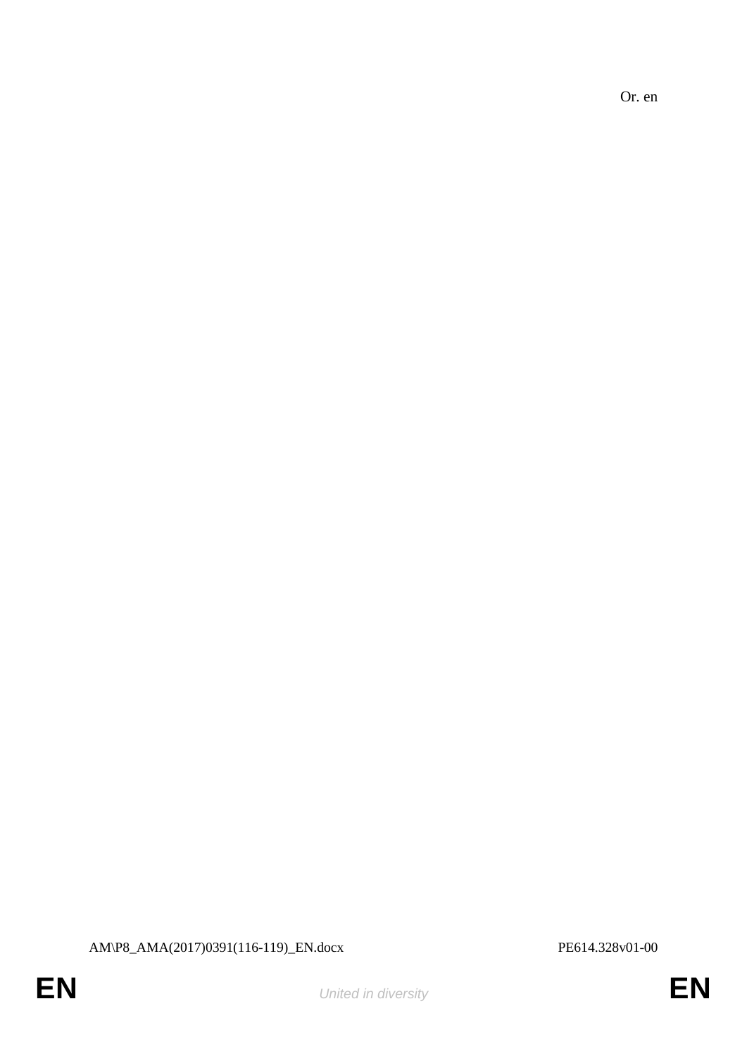Or. en